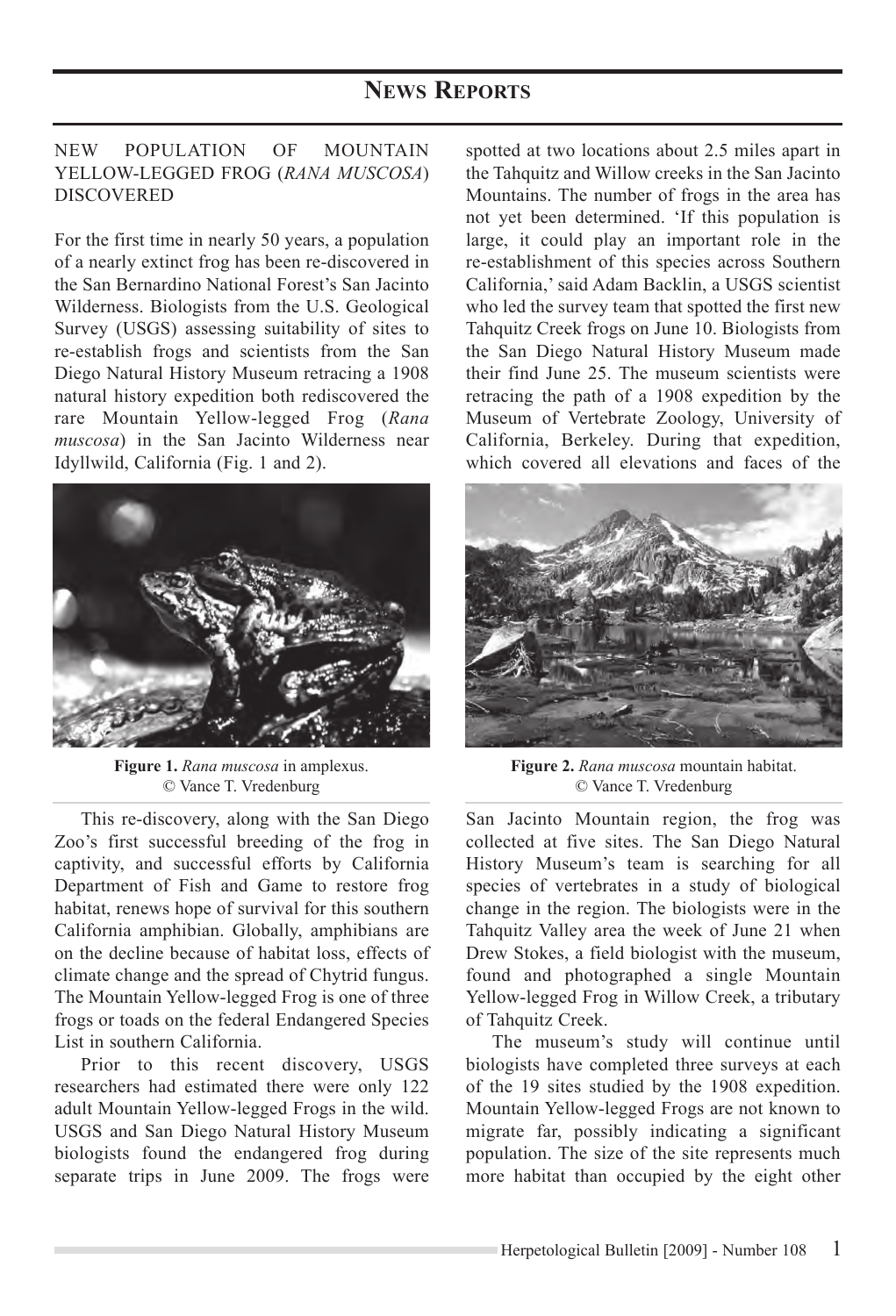# NEWS REPORTS

## NEW POPULATION OF MOUNTAIN YELLOW-LEGGED FROG (*RANA MUSCOSA*) DISCOVERED

For the first time in nearly 50 years, a population of a nearly extinct frog has been re-discovered in the San Bernardino National Forest's San Jacinto Wilderness. Biologists from the U.S. Geological Survey (USGS) assessing suitability of sites to re-establish frogs and scientists from the San Diego Natural History Museum retracing a 1908 natural history expedition both rediscovered the rare Mountain Yellow-legged Frog (*Rana muscosa*) in the San Jacinto Wilderness near Idyllwild, California (Fig. 1 and 2).

**Figure 1.** *Rana muscosa* in amplexus. © Vance T. Vredenburg

This re-discovery, along with the San Diego Zoo's first successful breeding of the frog in captivity, and successful efforts by California Department of Fish and Game to restore frog habitat, renews hope of survival for this southern California amphibian. Globally, amphibians are on the decline because of habitat loss, effects of climate change and the spread of Chytrid fungus. The Mountain Yellow-legged Frog is one of three frogs or toads on the federal Endangered Species List in southern California.

Prior to this recent discovery, USGS researchers had estimated there were only 122 adult Mountain Yellow-legged Frogs in the wild. USGS and San Diego Natural History Museum biologists found the endangered frog during separate trips in June 2009. The frogs were spotted at two locations about 2.5 miles apart in the Tahquitz and Willow creeks in the San Jacinto Mountains. The number of frogs in the area has not yet been determined. 'If this population is large, it could play an important role in the re-establishment of this species across Southern California,' said Adam Backlin, a USGS scientist who led the survey team that spotted the first new Tahquitz Creek frogs on June 10. Biologists from the San Diego Natural History Museum made their find June 25. The museum scientists were retracing the path of a 1908 expedition by the Museum of Vertebrate Zoology, University of California, Berkeley. During that expedition, which covered all elevations and faces of the San Jacinto Mountain region, the frog was collected at five sites. The San Diego Natural History Museum's team is searching for all species of vertebrates in a study of biological change in the region. The biologists were in the Tahquitz Valley area the week of June 21 when Drew Stokes, a field biologist with the museum, found and photographed a single Mountain Yellow-legged Frog in Willow Creek, a tributary of Tahquitz Creek.

**Figure 2.** *Rana muscosa* mountain habitat. © Vance T. Vredenburg

The museum's study will continue until biologists have completed three surveys at each of the 19 sites studied by the 1908 expedition. Mountain Yellow-legged Frogs are not known to migrate far, possibly indicating a significant population. The size of the site represents much more habitat than occupied by the eight other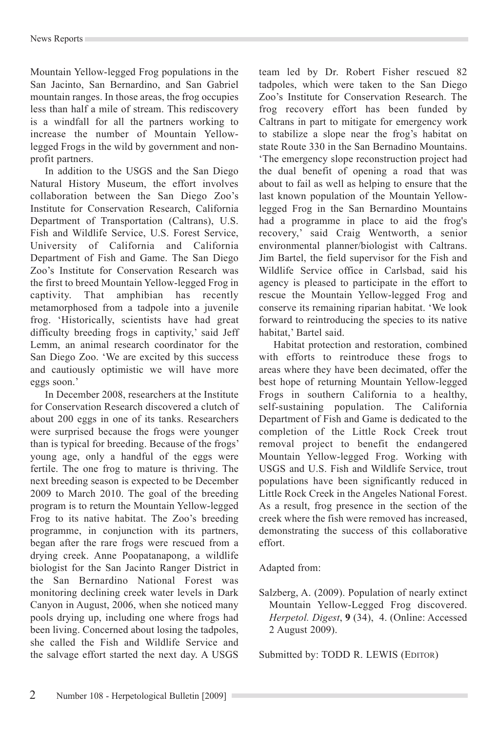Mountain Yellow-legged Frog populations in the San Jacinto, San Bernardino, and San Gabriel mountain ranges. In those areas, the frog occupies less than half a mile of stream. This rediscovery is a windfall for all the partners working to increase the number of Mountain Yellow-legged Frogs in the wild by government and non-profit partners.

In addition to the USGS and the San Diego Natural History Museum, the effort involves collaboration between the San Diego Zoo's Institute for Conservation Research, California Department of Transportation (Caltrans), U.S. Fish and Wildlife Service, U.S. Forest Service, University of California and California Department of Fish and Game. The San Diego Zoo's Institute for Conservation Research was the first to breed Mountain Yellow-legged Frog in captivity. That amphibian has recently metamorphosed from a tadpole into a juvenile frog. 'Historically, scientists have had great difficulty breeding frogs in captivity,' said Jeff Lemm, an animal research coordinator for the San Diego Zoo. 'We are excited by this success and cautiously optimistic we will have more eggs soon.'

In December 2008, researchers at the Institute for Conservation Research discovered a clutch of about 200 eggs in one of its tanks. Researchers were surprised because the frogs were younger than is typical for breeding. Because of the frogs' young age, only a handful of the eggs were fertile. The one frog to mature is thriving. The next breeding season is expected to be December 2009 to March 2010. The goal of the breeding program is to return the Mountain Yellow-legged Frog to its native habitat. The Zoo's breeding programme, in conjunction with its partners, began after the rare frogs were rescued from a drying creek. Anne Poopatanapong, a wildlife biologist for the San Jacinto Ranger District in the San Bernardino National Forest was monitoring declining creek water levels in Dark Canyon in August, 2006, when she noticed many pools drying up, including one where frogs had been living. Concerned about losing the tadpoles, she called the Fish and Wildlife Service and the salvage effort started the next day. A USGS team led by Dr. Robert Fisher rescued 82 tadpoles, which were taken to the San Diego Zoo's Institute for Conservation Research. The frog recovery effort has been funded by Caltrans in part to mitigate for emergency work to stabilize a slope near the frog's habitat on state Route 330 in the San Bernadino Mountains. 'The emergency slope reconstruction project had the dual benefit of opening a road that was about to fail as well as helping to ensure that the last known population of the Mountain Yellow-legged Frog in the San Bernardino Mountains had a programme in place to aid the frog's recovery,' said Craig Wentworth, a senior environmental planner/biologist with Caltrans. Jim Bartel, the field supervisor for the Fish and Wildlife Service office in Carlsbad, said his agency is pleased to participate in the effort to rescue the Mountain Yellow-legged Frog and conserve its remaining riparian habitat. 'We look forward to reintroducing the species to its native habitat,' Bartel said.

Habitat protection and restoration, combined with efforts to reintroduce these frogs to areas where they have been decimated, offer the best hope of returning Mountain Yellow-legged Frogs in southern California to a healthy, self-sustaining population. The California Department of Fish and Game is dedicated to the completion of the Little Rock Creek trout removal project to benefit the endangered Mountain Yellow-legged Frog. Working with USGS and U.S. Fish and Wildlife Service, trout populations have been significantly reduced in Little Rock Creek in the Angeles National Forest. As a result, frog presence in the section of the creek where the fish were removed has increased, demonstrating the success of this collaborative effort.

Adapted from:

Salzberg, A. (2009). Population of nearly extinct Mountain Yellow-Legged Frog discovered. *Herpetol. Digest*, **9** (34), 4. (Online: Accessed 2 August 2009).

Submitted by: TODD R. LEWIS (EDITOR)